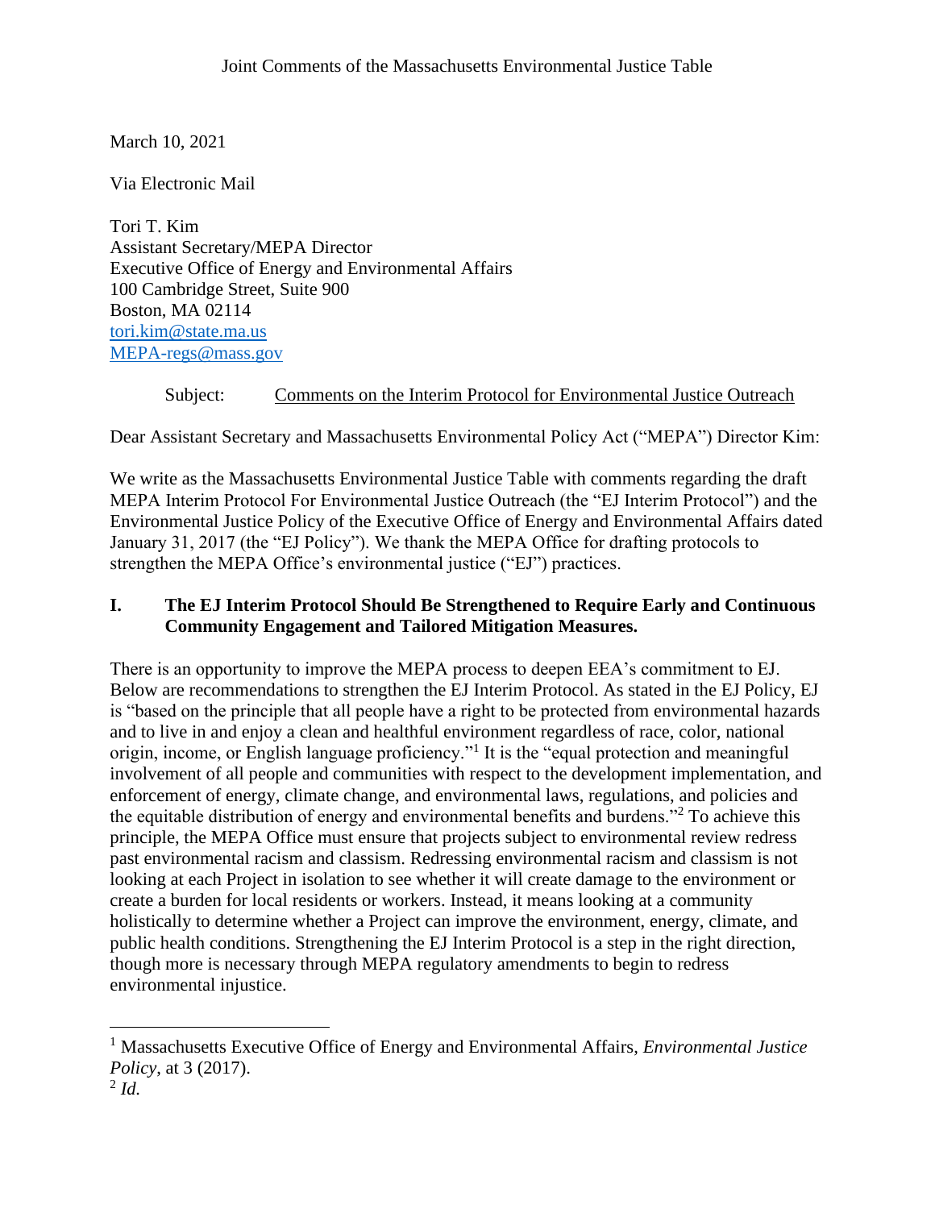Joint Comments of the Massachusetts Environmental Justice Table

March 10, 2021

Via Electronic Mail

Tori T. Kim
Assistant Secretary/MEPA Director
Executive Office of Energy and Environmental Affairs
100 Cambridge Street, Suite 900
Boston, MA 02114
tori.kim@state.ma.us
MEPA-regs@mass.gov

Subject: Comments on the Interim Protocol for Environmental Justice Outreach

Dear Assistant Secretary and Massachusetts Environmental Policy Act ("MEPA") Director Kim:

We write as the Massachusetts Environmental Justice Table with comments regarding the draft MEPA Interim Protocol For Environmental Justice Outreach (the "EJ Interim Protocol") and the Environmental Justice Policy of the Executive Office of Energy and Environmental Affairs dated January 31, 2017 (the "EJ Policy"). We thank the MEPA Office for drafting protocols to strengthen the MEPA Office's environmental justice ("EJ") practices.

## I. The EJ Interim Protocol Should Be Strengthened to Require Early and Continuous Community Engagement and Tailored Mitigation Measures.

There is an opportunity to improve the MEPA process to deepen EEA's commitment to EJ. Below are recommendations to strengthen the EJ Interim Protocol. As stated in the EJ Policy, EJ is "based on the principle that all people have a right to be protected from environmental hazards and to live in and enjoy a clean and healthful environment regardless of race, color, national origin, income, or English language proficiency."[1] It is the "equal protection and meaningful involvement of all people and communities with respect to the development implementation, and enforcement of energy, climate change, and environmental laws, regulations, and policies and the equitable distribution of energy and environmental benefits and burdens."[2] To achieve this principle, the MEPA Office must ensure that projects subject to environmental review redress past environmental racism and classism. Redressing environmental racism and classism is not looking at each Project in isolation to see whether it will create damage to the environment or create a burden for local residents or workers. Instead, it means looking at a community holistically to determine whether a Project can improve the environment, energy, climate, and public health conditions. Strengthening the EJ Interim Protocol is a step in the right direction, though more is necessary through MEPA regulatory amendments to begin to redress environmental injustice.

---

[1] Massachusetts Executive Office of Energy and Environmental Affairs, *Environmental Justice Policy*, at 3 (2017).

[2] *Id.*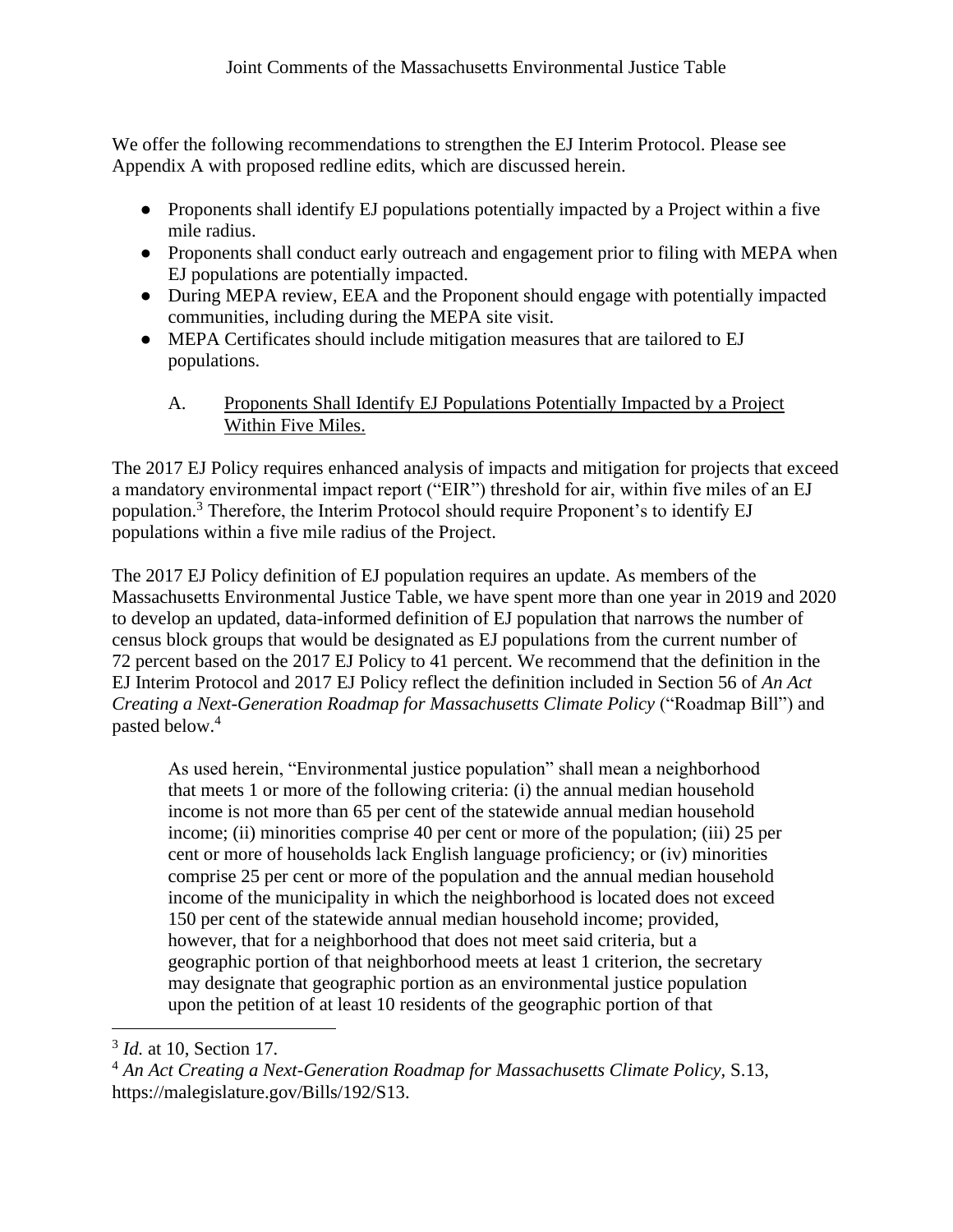We offer the following recommendations to strengthen the EJ Interim Protocol. Please see Appendix A with proposed redline edits, which are discussed herein.

- Proponents shall identify EJ populations potentially impacted by a Project within a five mile radius.
- Proponents shall conduct early outreach and engagement prior to filing with MEPA when EJ populations are potentially impacted.
- During MEPA review, EEA and the Proponent should engage with potentially impacted communities, including during the MEPA site visit.
- MEPA Certificates should include mitigation measures that are tailored to EJ populations.

## A. Proponents Shall Identify EJ Populations Potentially Impacted by a Project Within Five Miles.

The 2017 EJ Policy requires enhanced analysis of impacts and mitigation for projects that exceed a mandatory environmental impact report ("EIR") threshold for air, within five miles of an EJ population.[3] Therefore, the Interim Protocol should require Proponent's to identify EJ populations within a five mile radius of the Project.

The 2017 EJ Policy definition of EJ population requires an update. As members of the Massachusetts Environmental Justice Table, we have spent more than one year in 2019 and 2020 to develop an updated, data-informed definition of EJ population that narrows the number of census block groups that would be designated as EJ populations from the current number of 72 percent based on the 2017 EJ Policy to 41 percent. We recommend that the definition in the EJ Interim Protocol and 2017 EJ Policy reflect the definition included in Section 56 of *An Act Creating a Next-Generation Roadmap for Massachusetts Climate Policy* ("Roadmap Bill") and pasted below.[4]

> As used herein, "Environmental justice population" shall mean a neighborhood that meets 1 or more of the following criteria: (i) the annual median household income is not more than 65 per cent of the statewide annual median household income; (ii) minorities comprise 40 per cent or more of the population; (iii) 25 per cent or more of households lack English language proficiency; or (iv) minorities comprise 25 per cent or more of the population and the annual median household income of the municipality in which the neighborhood is located does not exceed 150 per cent of the statewide annual median household income; provided, however, that for a neighborhood that does not meet said criteria, but a geographic portion of that neighborhood meets at least 1 criterion, the secretary may designate that geographic portion as an environmental justice population upon the petition of at least 10 residents of the geographic portion of that

---

[3] *Id.* at 10, Section 17.

[4] *An Act Creating a Next-Generation Roadmap for Massachusetts Climate Policy*, S.13, https://malegislature.gov/Bills/192/S13.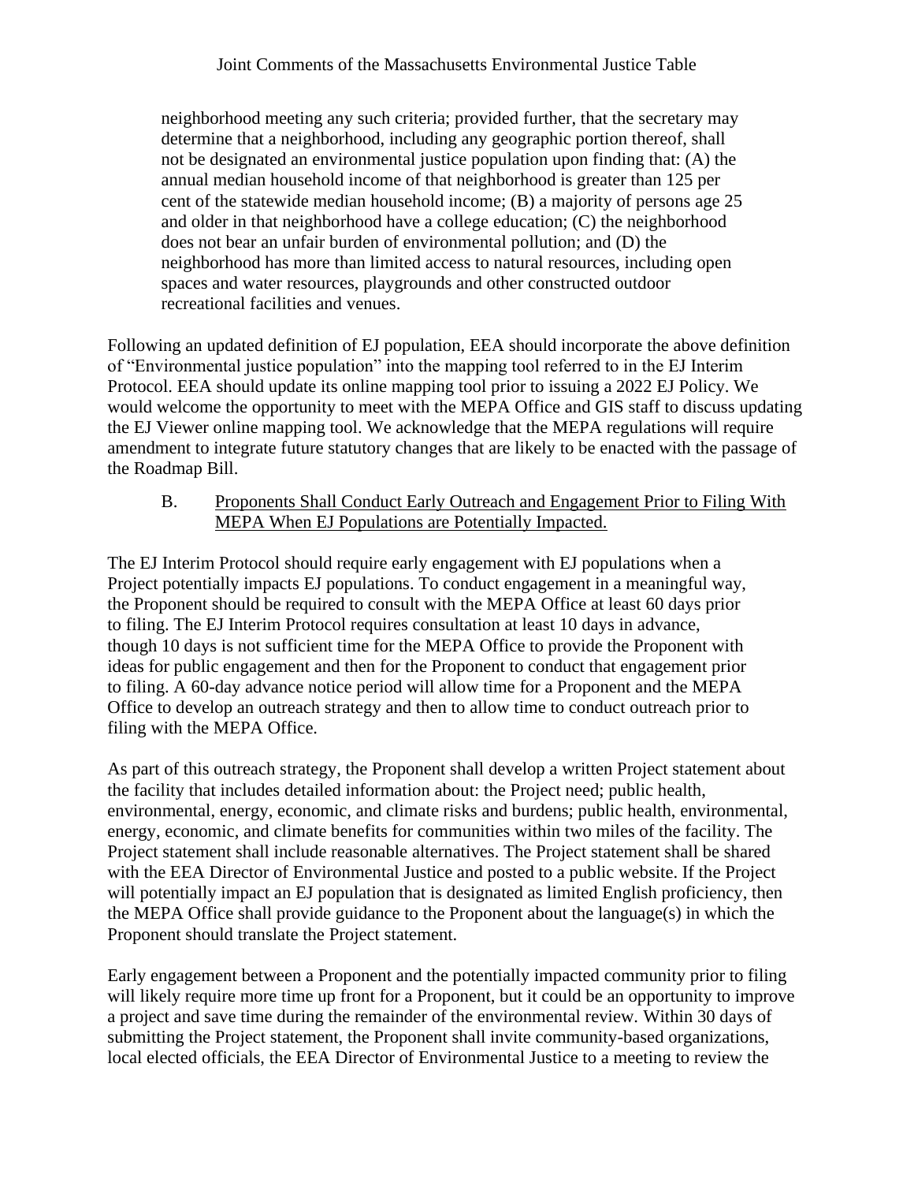> neighborhood meeting any such criteria; provided further, that the secretary may determine that a neighborhood, including any geographic portion thereof, shall not be designated an environmental justice population upon finding that: (A) the annual median household income of that neighborhood is greater than 125 per cent of the statewide median household income; (B) a majority of persons age 25 and older in that neighborhood have a college education; (C) the neighborhood does not bear an unfair burden of environmental pollution; and (D) the neighborhood has more than limited access to natural resources, including open spaces and water resources, playgrounds and other constructed outdoor recreational facilities and venues.

Following an updated definition of EJ population, EEA should incorporate the above definition of "Environmental justice population" into the mapping tool referred to in the EJ Interim Protocol. EEA should update its online mapping tool prior to issuing a 2022 EJ Policy. We would welcome the opportunity to meet with the MEPA Office and GIS staff to discuss updating the EJ Viewer online mapping tool. We acknowledge that the MEPA regulations will require amendment to integrate future statutory changes that are likely to be enacted with the passage of the Roadmap Bill.

B. Proponents Shall Conduct Early Outreach and Engagement Prior to Filing With MEPA When EJ Populations are Potentially Impacted.

The EJ Interim Protocol should require early engagement with EJ populations when a Project potentially impacts EJ populations. To conduct engagement in a meaningful way, the Proponent should be required to consult with the MEPA Office at least 60 days prior to filing. The EJ Interim Protocol requires consultation at least 10 days in advance, though 10 days is not sufficient time for the MEPA Office to provide the Proponent with ideas for public engagement and then for the Proponent to conduct that engagement prior to filing. A 60-day advance notice period will allow time for a Proponent and the MEPA Office to develop an outreach strategy and then to allow time to conduct outreach prior to filing with the MEPA Office.

As part of this outreach strategy, the Proponent shall develop a written Project statement about the facility that includes detailed information about: the Project need; public health, environmental, energy, economic, and climate risks and burdens; public health, environmental, energy, economic, and climate benefits for communities within two miles of the facility. The Project statement shall include reasonable alternatives. The Project statement shall be shared with the EEA Director of Environmental Justice and posted to a public website. If the Project will potentially impact an EJ population that is designated as limited English proficiency, then the MEPA Office shall provide guidance to the Proponent about the language(s) in which the Proponent should translate the Project statement.

Early engagement between a Proponent and the potentially impacted community prior to filing will likely require more time up front for a Proponent, but it could be an opportunity to improve a project and save time during the remainder of the environmental review. Within 30 days of submitting the Project statement, the Proponent shall invite community-based organizations, local elected officials, the EEA Director of Environmental Justice to a meeting to review the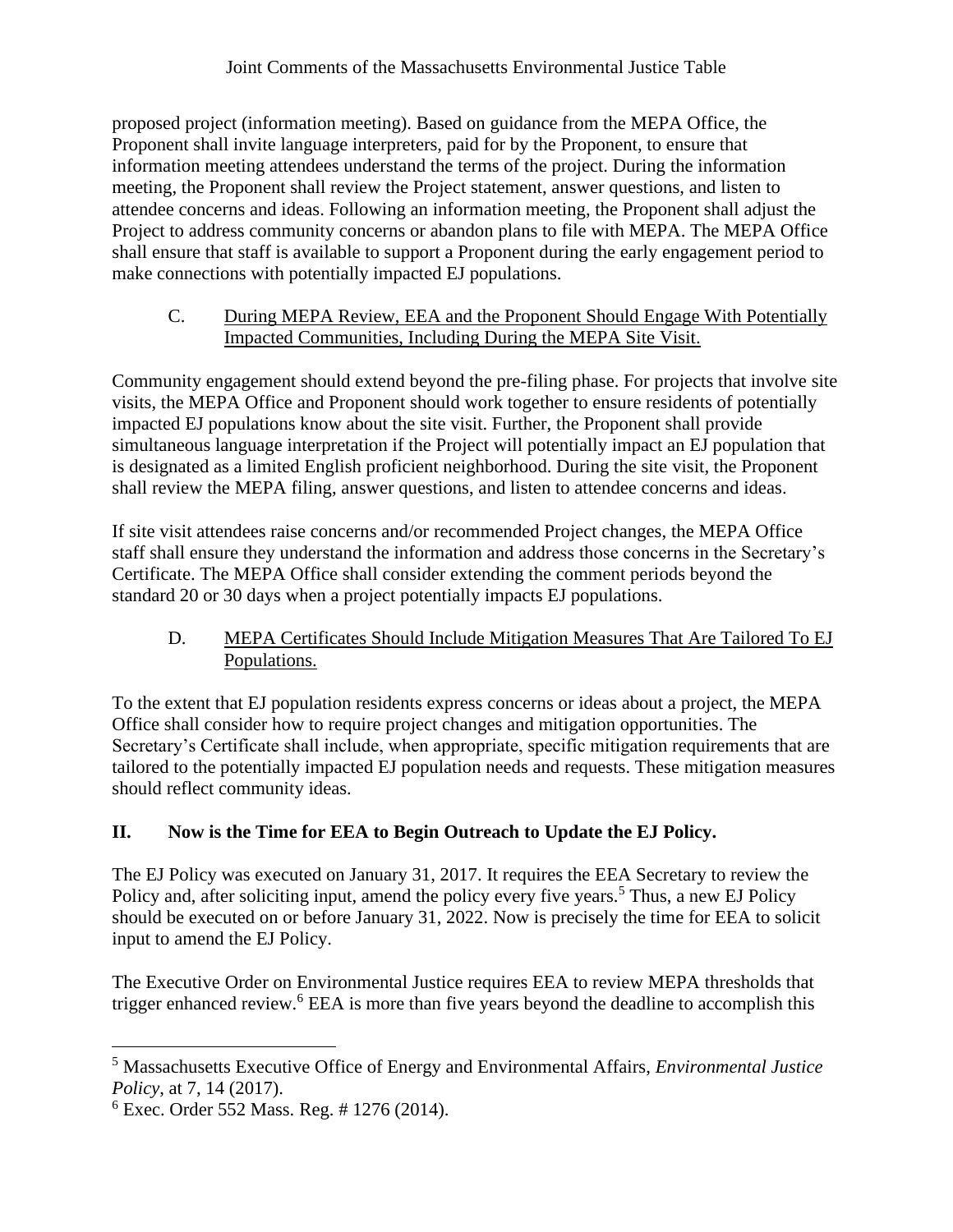proposed project (information meeting). Based on guidance from the MEPA Office, the Proponent shall invite language interpreters, paid for by the Proponent, to ensure that information meeting attendees understand the terms of the project. During the information meeting, the Proponent shall review the Project statement, answer questions, and listen to attendee concerns and ideas. Following an information meeting, the Proponent shall adjust the Project to address community concerns or abandon plans to file with MEPA. The MEPA Office shall ensure that staff is available to support a Proponent during the early engagement period to make connections with potentially impacted EJ populations.

### C. During MEPA Review, EEA and the Proponent Should Engage With Potentially Impacted Communities, Including During the MEPA Site Visit.

Community engagement should extend beyond the pre-filing phase. For projects that involve site visits, the MEPA Office and Proponent should work together to ensure residents of potentially impacted EJ populations know about the site visit. Further, the Proponent shall provide simultaneous language interpretation if the Project will potentially impact an EJ population that is designated as a limited English proficient neighborhood. During the site visit, the Proponent shall review the MEPA filing, answer questions, and listen to attendee concerns and ideas.

If site visit attendees raise concerns and/or recommended Project changes, the MEPA Office staff shall ensure they understand the information and address those concerns in the Secretary's Certificate. The MEPA Office shall consider extending the comment periods beyond the standard 20 or 30 days when a project potentially impacts EJ populations.

### D. MEPA Certificates Should Include Mitigation Measures That Are Tailored To EJ Populations.

To the extent that EJ population residents express concerns or ideas about a project, the MEPA Office shall consider how to require project changes and mitigation opportunities. The Secretary's Certificate shall include, when appropriate, specific mitigation requirements that are tailored to the potentially impacted EJ population needs and requests. These mitigation measures should reflect community ideas.

## II. Now is the Time for EEA to Begin Outreach to Update the EJ Policy.

The EJ Policy was executed on January 31, 2017. It requires the EEA Secretary to review the Policy and, after soliciting input, amend the policy every five years.[5] Thus, a new EJ Policy should be executed on or before January 31, 2022. Now is precisely the time for EEA to solicit input to amend the EJ Policy.

The Executive Order on Environmental Justice requires EEA to review MEPA thresholds that trigger enhanced review.[6] EEA is more than five years beyond the deadline to accomplish this

---

[5] Massachusetts Executive Office of Energy and Environmental Affairs, *Environmental Justice Policy*, at 7, 14 (2017).

[6] Exec. Order 552 Mass. Reg. # 1276 (2014).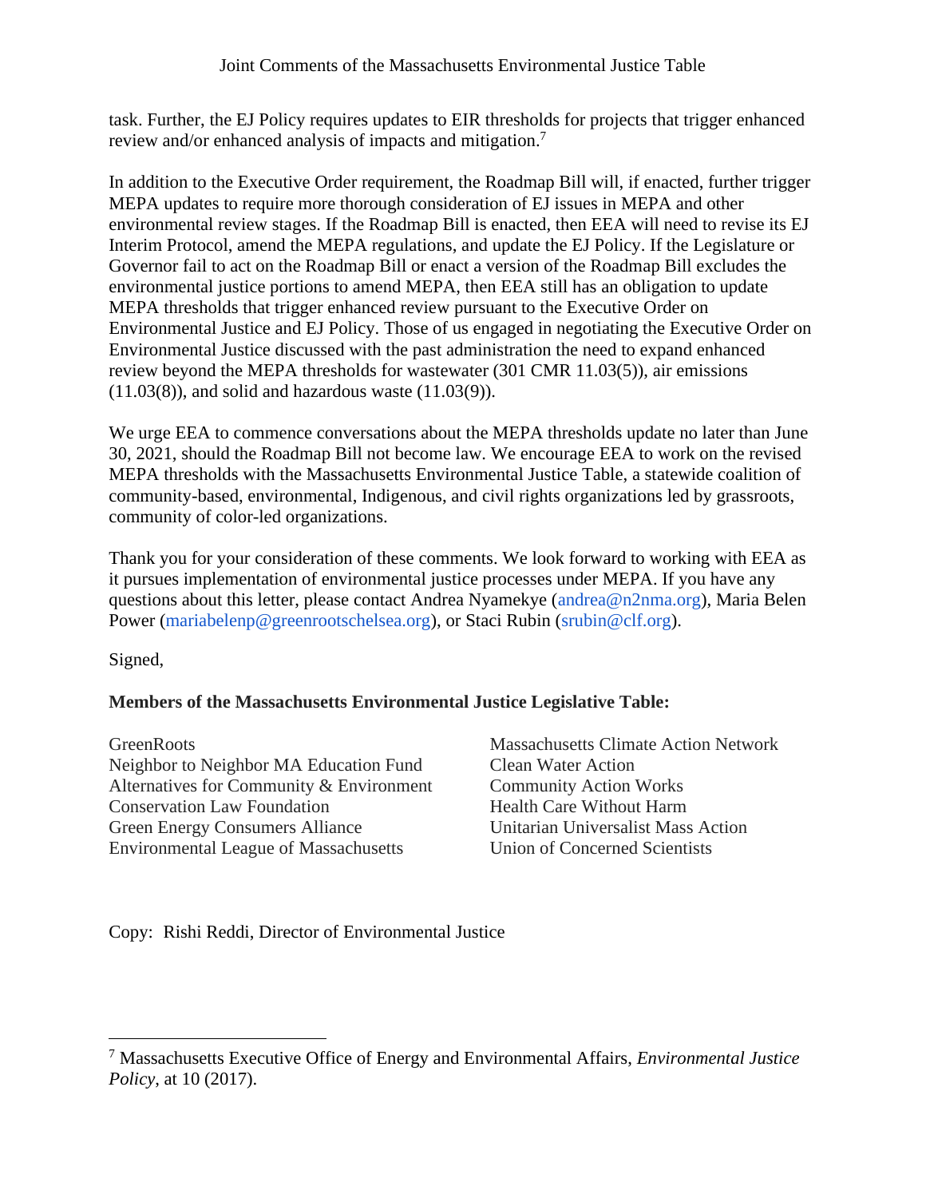task. Further, the EJ Policy requires updates to EIR thresholds for projects that trigger enhanced review and/or enhanced analysis of impacts and mitigation.[7]

In addition to the Executive Order requirement, the Roadmap Bill will, if enacted, further trigger MEPA updates to require more thorough consideration of EJ issues in MEPA and other environmental review stages. If the Roadmap Bill is enacted, then EEA will need to revise its EJ Interim Protocol, amend the MEPA regulations, and update the EJ Policy. If the Legislature or Governor fail to act on the Roadmap Bill or enact a version of the Roadmap Bill excludes the environmental justice portions to amend MEPA, then EEA still has an obligation to update MEPA thresholds that trigger enhanced review pursuant to the Executive Order on Environmental Justice and EJ Policy. Those of us engaged in negotiating the Executive Order on Environmental Justice discussed with the past administration the need to expand enhanced review beyond the MEPA thresholds for wastewater (301 CMR 11.03(5)), air emissions (11.03(8)), and solid and hazardous waste (11.03(9)).

We urge EEA to commence conversations about the MEPA thresholds update no later than June 30, 2021, should the Roadmap Bill not become law. We encourage EEA to work on the revised MEPA thresholds with the Massachusetts Environmental Justice Table, a statewide coalition of community-based, environmental, Indigenous, and civil rights organizations led by grassroots, community of color-led organizations.

Thank you for your consideration of these comments. We look forward to working with EEA as it pursues implementation of environmental justice processes under MEPA. If you have any questions about this letter, please contact Andrea Nyamekye (andrea@n2nma.org), Maria Belen Power (mariabelenp@greenrootschelsea.org), or Staci Rubin (srubin@clf.org).

Signed,

**Members of the Massachusetts Environmental Justice Legislative Table:**

GreenRoots
Neighbor to Neighbor MA Education Fund
Alternatives for Community & Environment
Conservation Law Foundation
Green Energy Consumers Alliance
Environmental League of Massachusetts
Massachusetts Climate Action Network
Clean Water Action
Community Action Works
Health Care Without Harm
Unitarian Universalist Mass Action
Union of Concerned Scientists

Copy: Rishi Reddi, Director of Environmental Justice

---

[7] Massachusetts Executive Office of Energy and Environmental Affairs, *Environmental Justice Policy*, at 10 (2017).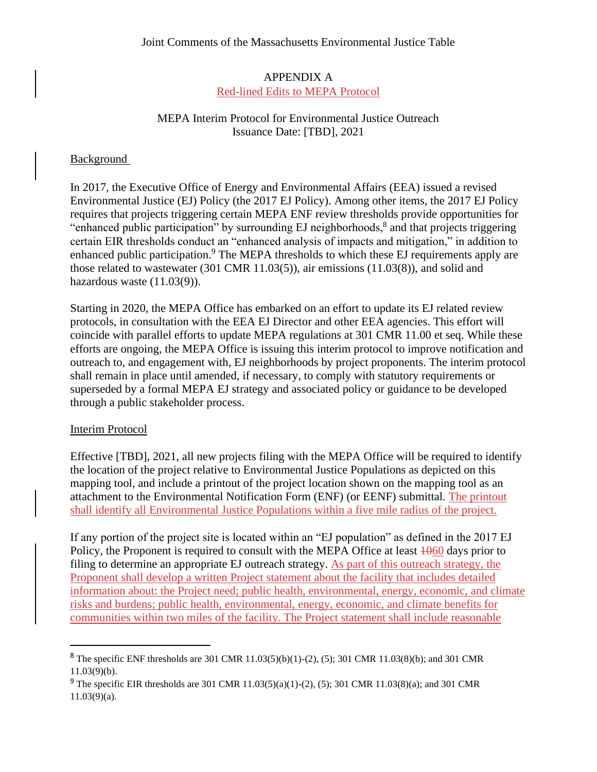APPENDIX A

Red-lined Edits to MEPA Protocol

MEPA Interim Protocol for Environmental Justice Outreach
Issuance Date: [TBD], 2021

Background

In 2017, the Executive Office of Energy and Environmental Affairs (EEA) issued a revised Environmental Justice (EJ) Policy (the 2017 EJ Policy). Among other items, the 2017 EJ Policy requires that projects triggering certain MEPA ENF review thresholds provide opportunities for "enhanced public participation" by surrounding EJ neighborhoods,[8] and that projects triggering certain EIR thresholds conduct an "enhanced analysis of impacts and mitigation," in addition to enhanced public participation.[9] The MEPA thresholds to which these EJ requirements apply are those related to wastewater (301 CMR 11.03(5)), air emissions (11.03(8)), and solid and hazardous waste (11.03(9)).

Starting in 2020, the MEPA Office has embarked on an effort to update its EJ related review protocols, in consultation with the EEA EJ Director and other EEA agencies. This effort will coincide with parallel efforts to update MEPA regulations at 301 CMR 11.00 et seq. While these efforts are ongoing, the MEPA Office is issuing this interim protocol to improve notification and outreach to, and engagement with, EJ neighborhoods by project proponents. The interim protocol shall remain in place until amended, if necessary, to comply with statutory requirements or superseded by a formal MEPA EJ strategy and associated policy or guidance to be developed through a public stakeholder process.

Interim Protocol

Effective [TBD], 2021, all new projects filing with the MEPA Office will be required to identify the location of the project relative to Environmental Justice Populations as depicted on this mapping tool, and include a printout of the project location shown on the mapping tool as an attachment to the Environmental Notification Form (ENF) (or EENF) submittal. The printout shall identify all Environmental Justice Populations within a five mile radius of the project.

If any portion of the project site is located within an "EJ population" as defined in the 2017 EJ Policy, the Proponent is required to consult with the MEPA Office at least ~~10~~60 days prior to filing to determine an appropriate EJ outreach strategy. As part of this outreach strategy, the Proponent shall develop a written Project statement about the facility that includes detailed information about: the Project need; public health, environmental, energy, economic, and climate risks and burdens; public health, environmental, energy, economic, and climate benefits for communities within two miles of the facility. The Project statement shall include reasonable

[8] The specific ENF thresholds are 301 CMR 11.03(5)(b)(1)-(2), (5); 301 CMR 11.03(8)(b); and 301 CMR 11.03(9)(b).

[9] The specific EIR thresholds are 301 CMR 11.03(5)(a)(1)-(2), (5); 301 CMR 11.03(8)(a); and 301 CMR 11.03(9)(a).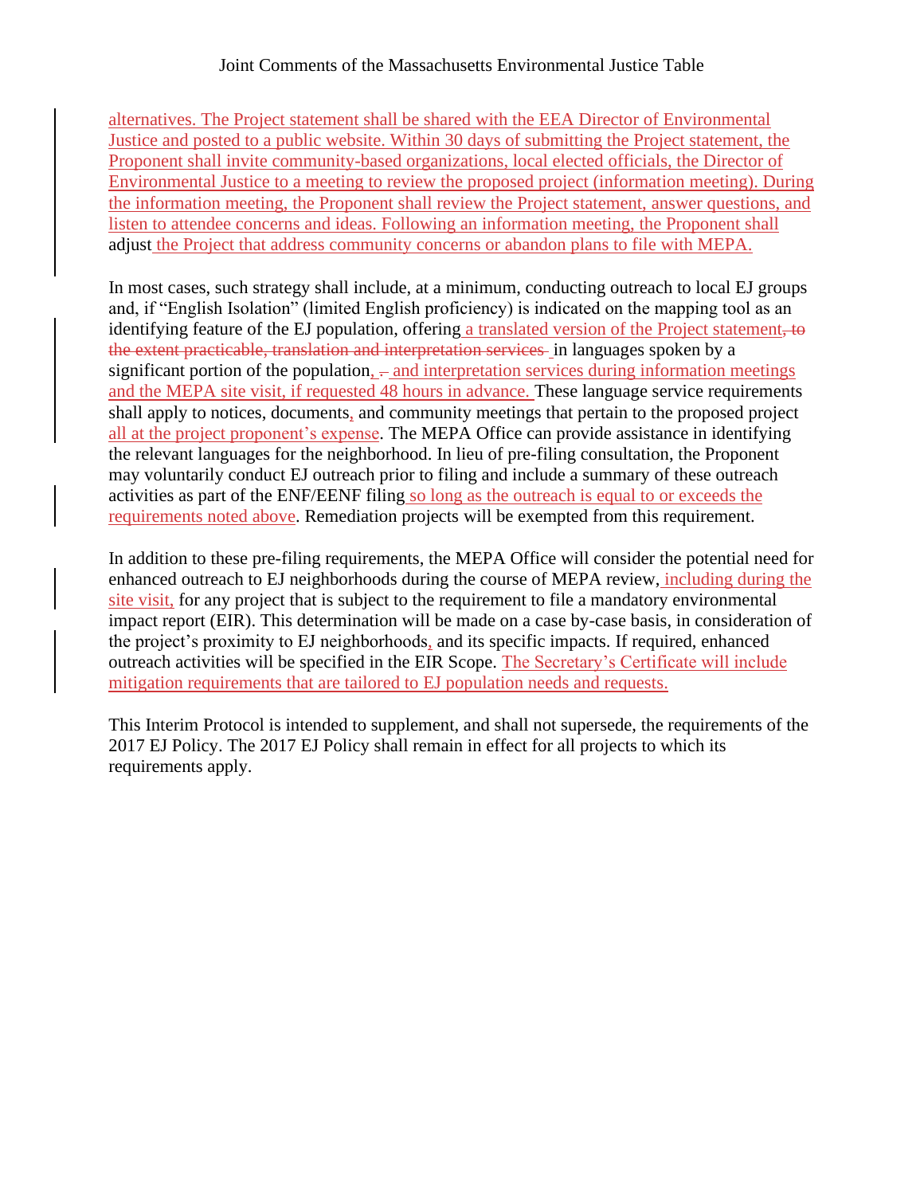alternatives. The Project statement shall be shared with the EEA Director of Environmental Justice and posted to a public website. Within 30 days of submitting the Project statement, the Proponent shall invite community-based organizations, local elected officials, the Director of Environmental Justice to a meeting to review the proposed project (information meeting). During the information meeting, the Proponent shall review the Project statement, answer questions, and listen to attendee concerns and ideas. Following an information meeting, the Proponent shall adjust the Project that address community concerns or abandon plans to file with MEPA.

In most cases, such strategy shall include, at a minimum, conducting outreach to local EJ groups and, if "English Isolation" (limited English proficiency) is indicated on the mapping tool as an identifying feature of the EJ population, offering a translated version of the Project statement~~, to the extent practicable, translation and interpretation services~~ in languages spoken by a significant portion of the population, ~~.~~ and interpretation services during information meetings and the MEPA site visit, if requested 48 hours in advance. These language service requirements shall apply to notices, documents, and community meetings that pertain to the proposed project all at the project proponent's expense. The MEPA Office can provide assistance in identifying the relevant languages for the neighborhood. In lieu of pre-filing consultation, the Proponent may voluntarily conduct EJ outreach prior to filing and include a summary of these outreach activities as part of the ENF/EENF filing so long as the outreach is equal to or exceeds the requirements noted above. Remediation projects will be exempted from this requirement.

In addition to these pre-filing requirements, the MEPA Office will consider the potential need for enhanced outreach to EJ neighborhoods during the course of MEPA review, including during the site visit, for any project that is subject to the requirement to file a mandatory environmental impact report (EIR). This determination will be made on a case by-case basis, in consideration of the project's proximity to EJ neighborhoods, and its specific impacts. If required, enhanced outreach activities will be specified in the EIR Scope. The Secretary's Certificate will include mitigation requirements that are tailored to EJ population needs and requests.

This Interim Protocol is intended to supplement, and shall not supersede, the requirements of the 2017 EJ Policy. The 2017 EJ Policy shall remain in effect for all projects to which its requirements apply.